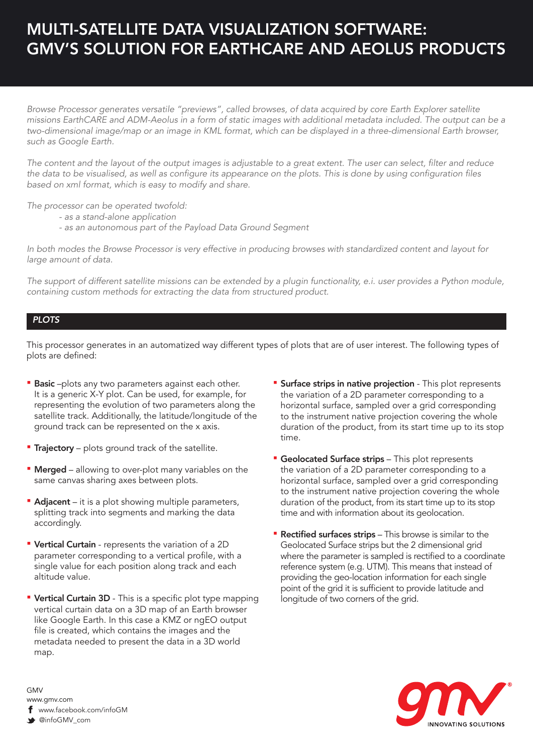# MULTI-SATELLITE DATA VISUALIZATION SOFTWARE: GMV'S SOLUTION FOR EARTHCARE AND AEOLUS PRODUCTS

*Browse Processor generates versatile "previews", called browses, of data acquired by core Earth Explorer satellite missions EarthCARE and ADM-Aeolus in a form of static images with additional metadata included. The output can be a two-dimensional image/map or an image in KML format, which can be displayed in a three-dimensional Earth browser, such as Google Earth.*

*The content and the layout of the output images is adjustable to a great extent. The user can select, filter and reduce the data to be visualised, as well as configure its appearance on the plots. This is done by using configuration files based on xml format, which is easy to modify and share.*

*The processor can be operated twofold:*

- *as a stand-alone application*
- *as an autonomous part of the Payload Data Ground Segment*

*In both modes the Browse Processor is very effective in producing browses with standardized content and layout for large amount of data.*

*The support of different satellite missions can be extended by a plugin functionality, e.i. user provides a Python module, containing custom methods for extracting the data from structured product.*

## PLOTS

This processor generates in an automatized way different types of plots that are of user interest. The following types of plots are defined:

- **Basic** –plots any two parameters against each other. It is a generic X-Y plot. Can be used, for example, for representing the evolution of two parameters along the satellite track. Additionally, the latitude/longitude of the ground track can be represented on the x axis.
- **Trajectory** – plots ground track of the satellite.
- **Merged** – allowing to over-plot many variables on the same canvas sharing axes between plots.
- **Adjacent** – it is a plot showing multiple parameters, splitting track into segments and marking the data accordingly.
- **Vertical Curtain** - represents the variation of a 2D parameter corresponding to a vertical profile, with a single value for each position along track and each altitude value.
- **Vertical Curtain 3D** - This is a specific plot type mapping vertical curtain data on a 3D map of an Earth browser like Google Earth. In this case a KMZ or ngEO output file is created, which contains the images and the metadata needed to present the data in a 3D world map.
- **Surface strips in native projection** - This plot represents the variation of a 2D parameter corresponding to a horizontal surface, sampled over a grid corresponding to the instrument native projection covering the whole duration of the product, from its start time up to its stop time.
- **Geolocated Surface strips** – This plot represents the variation of a 2D parameter corresponding to a horizontal surface, sampled over a grid corresponding to the instrument native projection covering the whole duration of the product, from its start time up to its stop time and with information about its geolocation.
- **Rectified surfaces strips** – This browse is similar to the Geolocated Surface strips but the 2 dimensional grid where the parameter is sampled is rectified to a coordinate reference system (e.g. UTM). This means that instead of providing the geo-location information for each single point of the grid it is sufficient to provide latitude and longitude of two corners of the grid.

GMV
www.gmv.com
www.facebook.com/infoGM
@infoGMV_com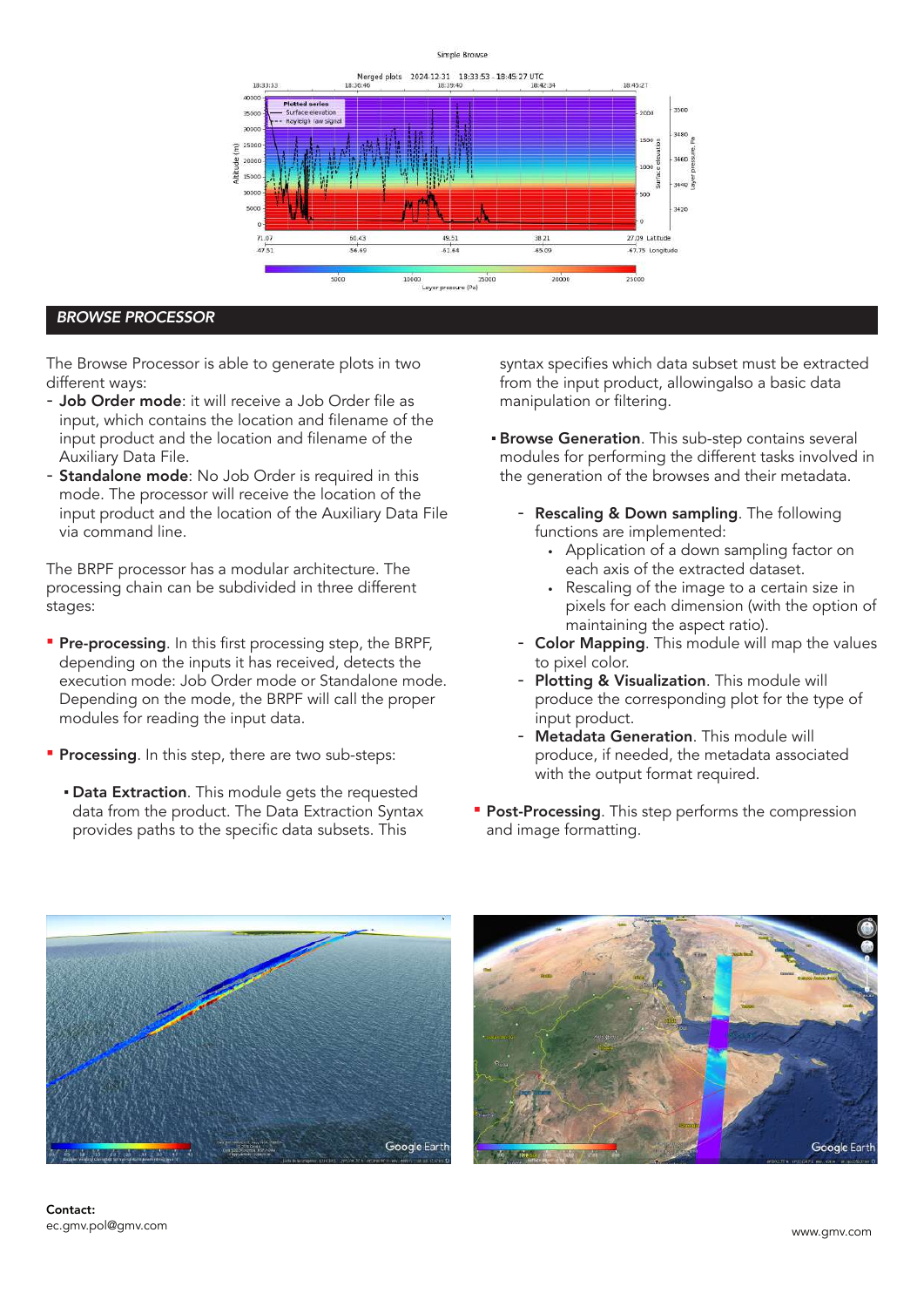Simple Browse

Merged plots 2024-12-31 18:33:53 - 18:45:27 UTC

18:33:13 18:36:46 18:39:40 18:42:34 18:45:27

Plotted series
Surface elevation
Rayleigh raw signal

Altitude (m)
40000
35000
30000
25000
20000
15000
10000
5000
0

Surface elevation
2000
1500
1000
500
0

Layer pressure, Pa
3500
3480
3460
3440
3420

71.07 60.43 49.51 38.21 27.09 Latitude
-47.51 -56.69 -61.64 -65.09 -67.75 Longitude

5000 10000 15000 20000 25000
Layer pressure (Pa)

## BROWSE PROCESSOR

The Browse Processor is able to generate plots in two different ways:

- **Job Order mode**: it will receive a Job Order file as input, which contains the location and filename of the input product and the location and filename of the Auxiliary Data File.
- **Standalone mode**: No Job Order is required in this mode. The processor will receive the location of the input product and the location of the Auxiliary Data File via command line.

The BRPF processor has a modular architecture. The processing chain can be subdivided in three different stages:

- **Pre-processing**. In this first processing step, the BRPF, depending on the inputs it has received, detects the execution mode: Job Order mode or Standalone mode. Depending on the mode, the BRPF will call the proper modules for reading the input data.
- **Processing**. In this step, there are two sub-steps:
  - **Data Extraction**. This module gets the requested data from the product. The Data Extraction Syntax provides paths to the specific data subsets. This syntax specifies which data subset must be extracted from the input product, allowingalso a basic data manipulation or filtering.
  - **Browse Generation**. This sub-step contains several modules for performing the different tasks involved in the generation of the browses and their metadata.
    - **Rescaling & Down sampling**. The following functions are implemented:
      - Application of a down sampling factor on each axis of the extracted dataset.
      - Rescaling of the image to a certain size in pixels for each dimension (with the option of maintaining the aspect ratio).
    - **Color Mapping**. This module will map the values to pixel color.
    - **Plotting & Visualization**. This module will produce the corresponding plot for the type of input product.
    - **Metadata Generation**. This module will produce, if needed, the metadata associated with the output format required.
- **Post-Processing**. This step performs the compression and image formatting.

Google Earth

Google Earth

**Contact:**
ec.gmv.pol@gmv.com

www.gmv.com